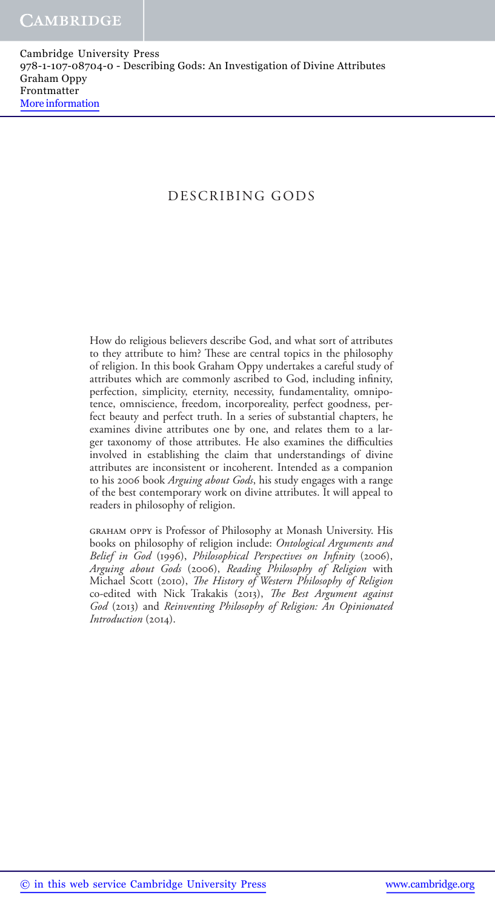# DESCRIBING GODS

How do religious believers describe God, and what sort of attributes to they attribute to him? These are central topics in the philosophy of religion. In this book Graham Oppy undertakes a careful study of attributes which are commonly ascribed to God, including infinity, perfection, simplicity, eternity, necessity, fundamentality, omnipotence, omniscience, freedom, incorporeality, perfect goodness, perfect beauty and perfect truth. In a series of substantial chapters, he examines divine attributes one by one, and relates them to a larger taxonomy of those attributes. He also examines the difficulties involved in establishing the claim that understandings of divine attributes are inconsistent or incoherent. Intended as a companion to his 2006 book *Arguing about Gods*, his study engages with a range of the best contemporary work on divine attributes. It will appeal to readers in philosophy of religion.

GRAHAM OPPY is Professor of Philosophy at Monash University. His books on philosophy of religion include: *Ontological Arguments and Belief in God* (1996), *Philosophical Perspectives on Infinity* (2006), *Arguing about Gods* (2006), *Reading Philosophy of Religion* with Michael Scott (2010), *The History of Western Philosophy of Religion* co-edited with Nick Trakakis (2013), *The Best Argument against God* (2013) and *Reinventing Philosophy of Religion: An Opinionated Introduction* (2014).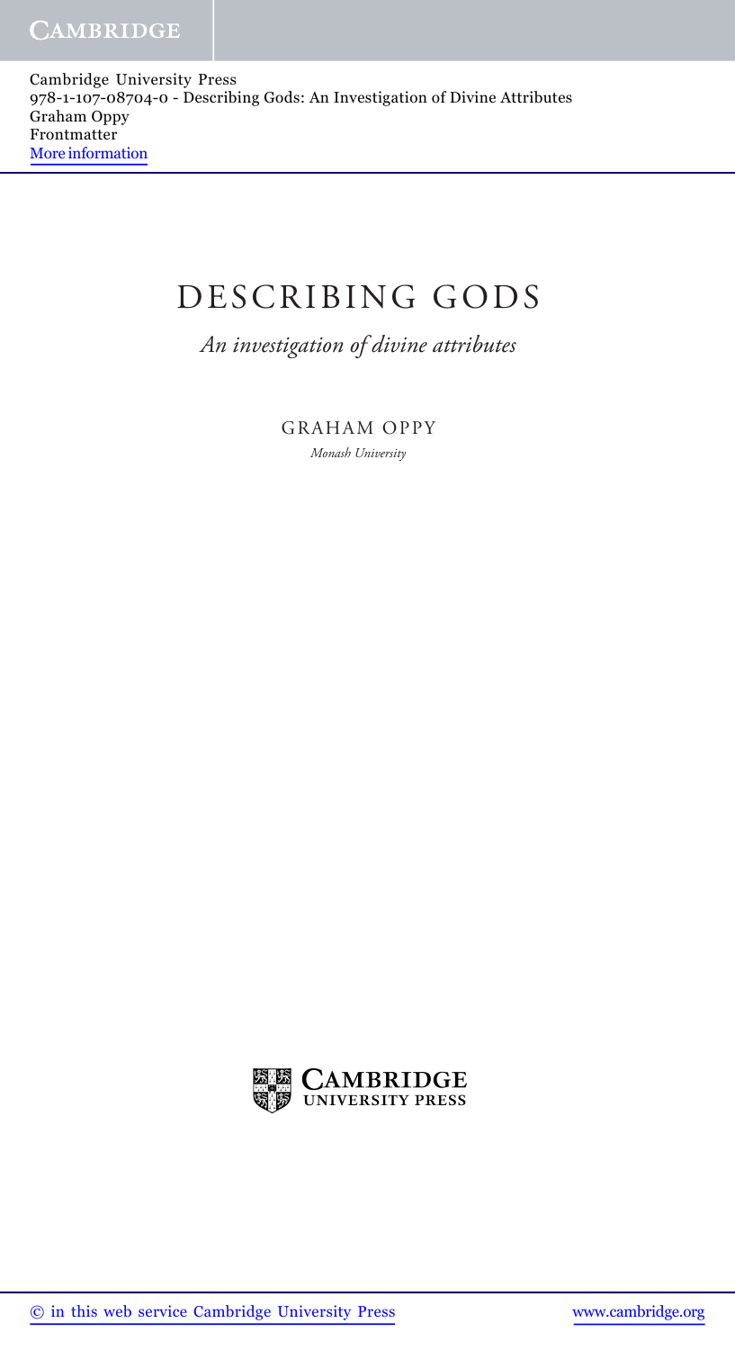# DESCRIBING GODS

*An investigation of divine attributes*

GRAHAM OPPY

*Monash University*

CAMBRIDGE UNIVERSITY PRESS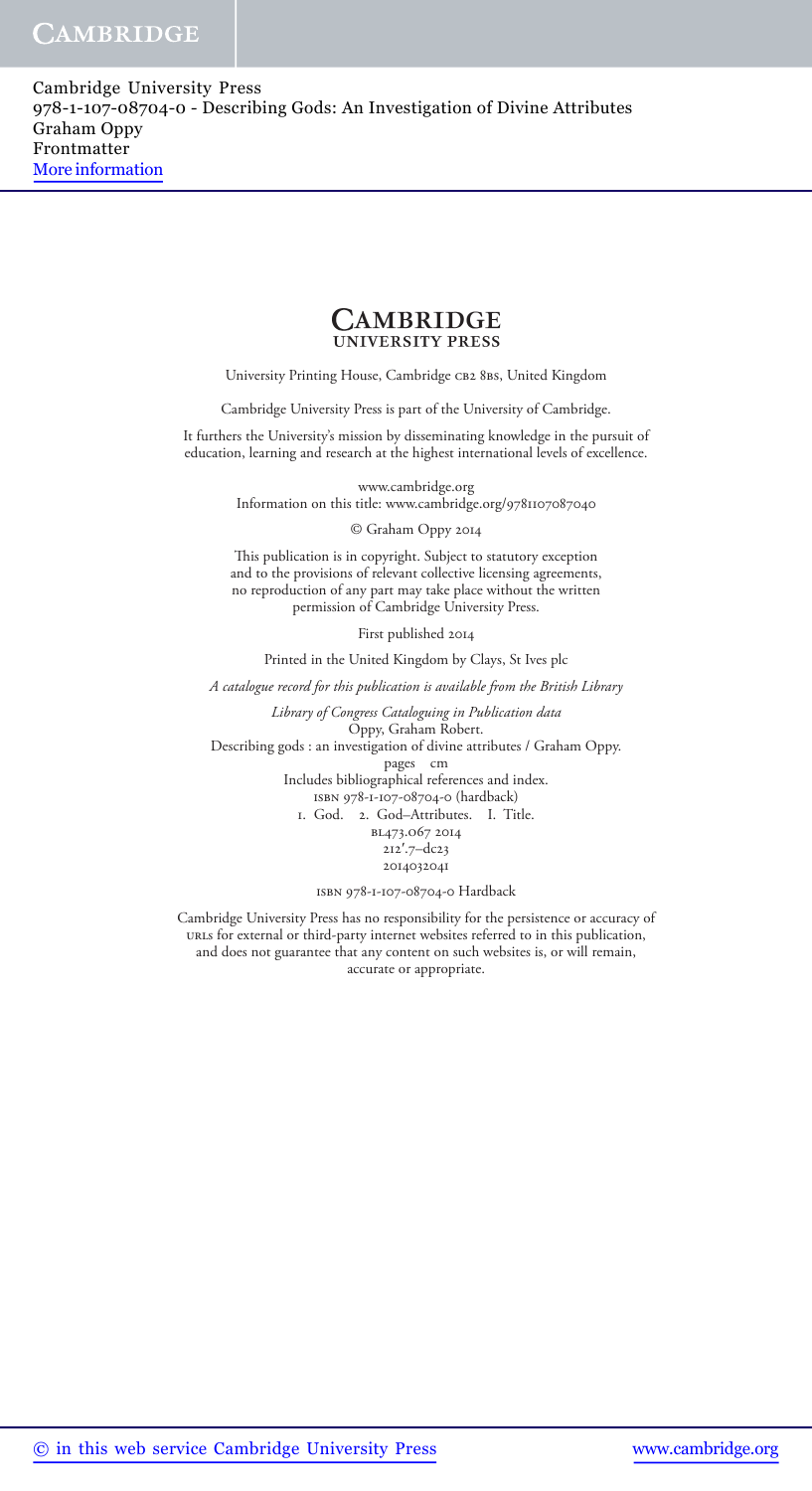**CAMBRIDGE**
**UNIVERSITY PRESS**

University Printing House, Cambridge CB2 8BS, United Kingdom

Cambridge University Press is part of the University of Cambridge.

It furthers the University's mission by disseminating knowledge in the pursuit of education, learning and research at the highest international levels of excellence.

www.cambridge.org
Information on this title: www.cambridge.org/9781107087040

© Graham Oppy 2014

This publication is in copyright. Subject to statutory exception and to the provisions of relevant collective licensing agreements, no reproduction of any part may take place without the written permission of Cambridge University Press.

First published 2014

Printed in the United Kingdom by Clays, St Ives plc

*A catalogue record for this publication is available from the British Library*

*Library of Congress Cataloguing in Publication data*
Oppy, Graham Robert.
Describing gods : an investigation of divine attributes / Graham Oppy.
pages cm
Includes bibliographical references and index.
ISBN 978-1-107-08704-0 (hardback)
1. God. 2. God–Attributes. I. Title.
BL473.O67 2014
212′.7–dc23
2014032041

ISBN 978-1-107-08704-0 Hardback

Cambridge University Press has no responsibility for the persistence or accuracy of URLs for external or third-party internet websites referred to in this publication, and does not guarantee that any content on such websites is, or will remain, accurate or appropriate.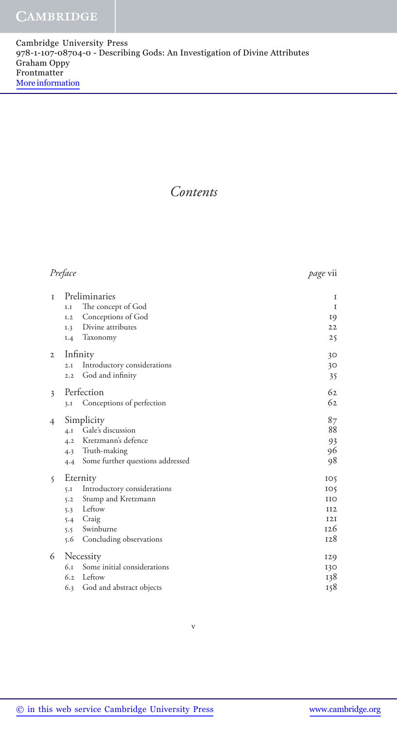# *Contents*

| | | |
|---|---|---|
| *Preface* | | *page* vii |
| 1 | Preliminaries | 1 |
| | 1.1 The concept of God | 1 |
| | 1.2 Conceptions of God | 19 |
| | 1.3 Divine attributes | 22 |
| | 1.4 Taxonomy | 25 |
| 2 | Infinity | 30 |
| | 2.1 Introductory considerations | 30 |
| | 2.2 God and infinity | 35 |
| 3 | Perfection | 62 |
| | 3.1 Conceptions of perfection | 62 |
| 4 | Simplicity | 87 |
| | 4.1 Gale's discussion | 88 |
| | 4.2 Kretzmann's defence | 93 |
| | 4.3 Truth-making | 96 |
| | 4.4 Some further questions addressed | 98 |
| 5 | Eternity | 105 |
| | 5.1 Introductory considerations | 105 |
| | 5.2 Stump and Kretzmann | 110 |
| | 5.3 Leftow | 112 |
| | 5.4 Craig | 121 |
| | 5.5 Swinburne | 126 |
| | 5.6 Concluding observations | 128 |
| 6 | Necessity | 129 |
| | 6.1 Some initial considerations | 130 |
| | 6.2 Leftow | 138 |
| | 6.3 God and abstract objects | 158 |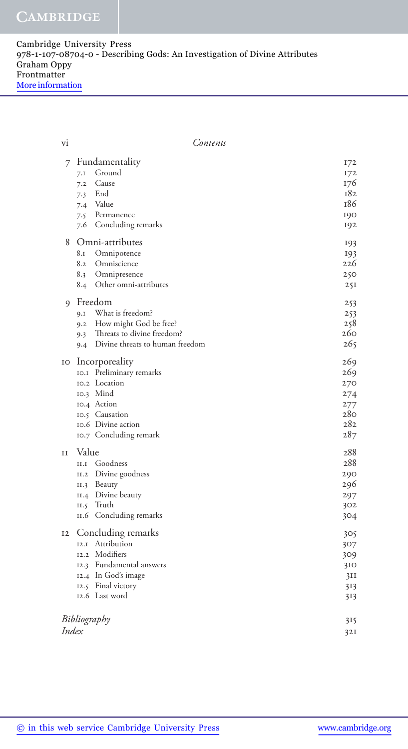Cambridge University Press
978-1-107-08704-0 - Describing Gods: An Investigation of Divine Attributes
Graham Oppy
Frontmatter
More information

| | | |
|---|---|---|
| 7 | Fundamentality | 172 |
| | 7.1 Ground | 172 |
| | 7.2 Cause | 176 |
| | 7.3 End | 182 |
| | 7.4 Value | 186 |
| | 7.5 Permanence | 190 |
| | 7.6 Concluding remarks | 192 |
| 8 | Omni-attributes | 193 |
| | 8.1 Omnipotence | 193 |
| | 8.2 Omniscience | 226 |
| | 8.3 Omnipresence | 250 |
| | 8.4 Other omni-attributes | 251 |
| 9 | Freedom | 253 |
| | 9.1 What is freedom? | 253 |
| | 9.2 How might God be free? | 258 |
| | 9.3 Threats to divine freedom? | 260 |
| | 9.4 Divine threats to human freedom | 265 |
| 10 | Incorporeality | 269 |
| | 10.1 Preliminary remarks | 269 |
| | 10.2 Location | 270 |
| | 10.3 Mind | 274 |
| | 10.4 Action | 277 |
| | 10.5 Causation | 280 |
| | 10.6 Divine action | 282 |
| | 10.7 Concluding remark | 287 |
| 11 | Value | 288 |
| | 11.1 Goodness | 288 |
| | 11.2 Divine goodness | 290 |
| | 11.3 Beauty | 296 |
| | 11.4 Divine beauty | 297 |
| | 11.5 Truth | 302 |
| | 11.6 Concluding remarks | 304 |
| 12 | Concluding remarks | 305 |
| | 12.1 Attribution | 307 |
| | 12.2 Modifiers | 309 |
| | 12.3 Fundamental answers | 310 |
| | 12.4 In God's image | 311 |
| | 12.5 Final victory | 313 |
| | 12.6 Last word | 313 |
| | *Bibliography* | 315 |
| | *Index* | 321 |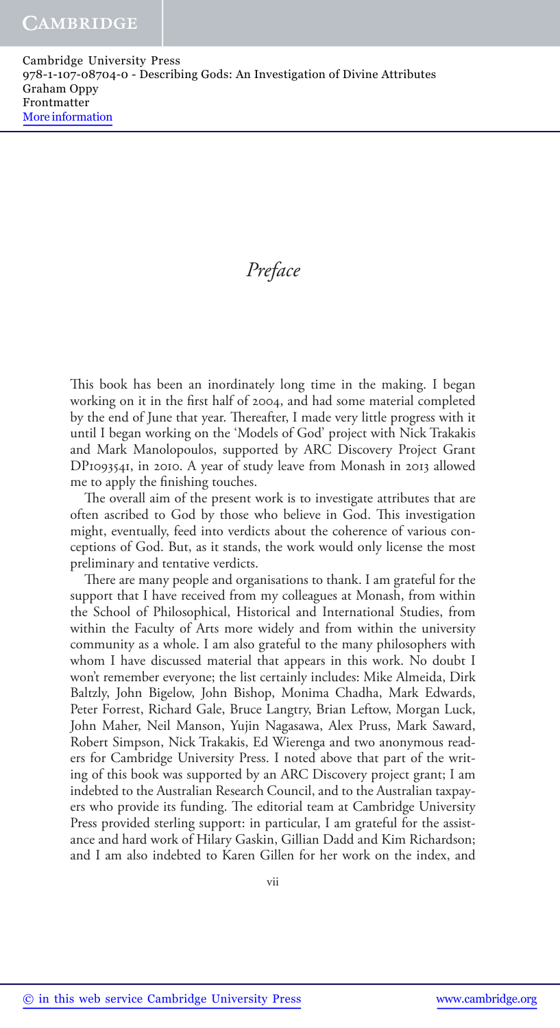# *Preface*

This book has been an inordinately long time in the making. I began working on it in the first half of 2004, and had some material completed by the end of June that year. Thereafter, I made very little progress with it until I began working on the 'Models of God' project with Nick Trakakis and Mark Manolopoulos, supported by ARC Discovery Project Grant DP1093541, in 2010. A year of study leave from Monash in 2013 allowed me to apply the finishing touches.

The overall aim of the present work is to investigate attributes that are often ascribed to God by those who believe in God. This investigation might, eventually, feed into verdicts about the coherence of various conceptions of God. But, as it stands, the work would only license the most preliminary and tentative verdicts.

There are many people and organisations to thank. I am grateful for the support that I have received from my colleagues at Monash, from within the School of Philosophical, Historical and International Studies, from within the Faculty of Arts more widely and from within the university community as a whole. I am also grateful to the many philosophers with whom I have discussed material that appears in this work. No doubt I won't remember everyone; the list certainly includes: Mike Almeida, Dirk Baltzly, John Bigelow, John Bishop, Monima Chadha, Mark Edwards, Peter Forrest, Richard Gale, Bruce Langtry, Brian Leftow, Morgan Luck, John Maher, Neil Manson, Yujin Nagasawa, Alex Pruss, Mark Saward, Robert Simpson, Nick Trakakis, Ed Wierenga and two anonymous readers for Cambridge University Press. I noted above that part of the writing of this book was supported by an ARC Discovery project grant; I am indebted to the Australian Research Council, and to the Australian taxpayers who provide its funding. The editorial team at Cambridge University Press provided sterling support: in particular, I am grateful for the assistance and hard work of Hilary Gaskin, Gillian Dadd and Kim Richardson; and I am also indebted to Karen Gillen for her work on the index, and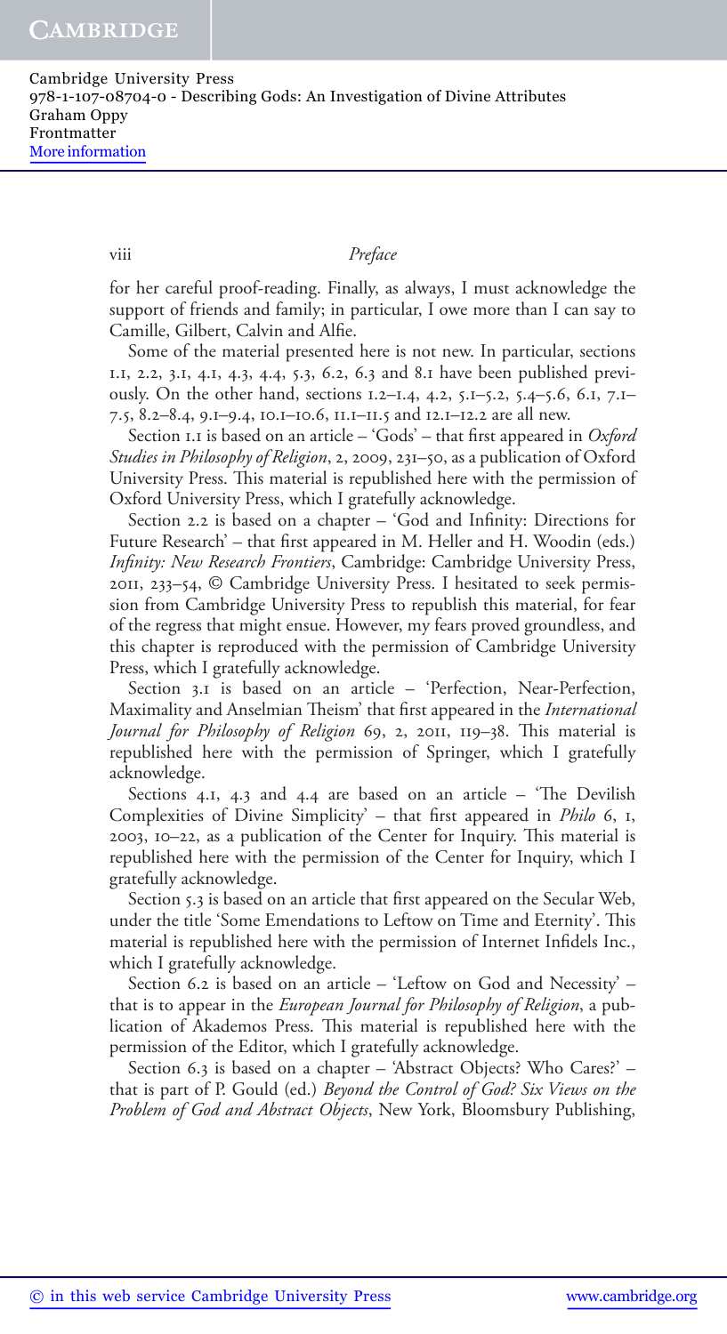for her careful proof-reading. Finally, as always, I must acknowledge the support of friends and family; in particular, I owe more than I can say to Camille, Gilbert, Calvin and Alfie.

Some of the material presented here is not new. In particular, sections 1.1, 2.2, 3.1, 4.1, 4.3, 4.4, 5.3, 6.2, 6.3 and 8.1 have been published previously. On the other hand, sections 1.2–1.4, 4.2, 5.1–5.2, 5.4–5.6, 6.1, 7.1–7.5, 8.2–8.4, 9.1–9.4, 10.1–10.6, 11.1–11.5 and 12.1–12.2 are all new.

Section 1.1 is based on an article – 'Gods' – that first appeared in *Oxford Studies in Philosophy of Religion*, 2, 2009, 231–50, as a publication of Oxford University Press. This material is republished here with the permission of Oxford University Press, which I gratefully acknowledge.

Section 2.2 is based on a chapter – 'God and Infinity: Directions for Future Research' – that first appeared in M. Heller and H. Woodin (eds.) *Infinity: New Research Frontiers*, Cambridge: Cambridge University Press, 2011, 233–54, © Cambridge University Press. I hesitated to seek permission from Cambridge University Press to republish this material, for fear of the regress that might ensue. However, my fears proved groundless, and this chapter is reproduced with the permission of Cambridge University Press, which I gratefully acknowledge.

Section 3.1 is based on an article – 'Perfection, Near-Perfection, Maximality and Anselmian Theism' that first appeared in the *International Journal for Philosophy of Religion* 69, 2, 2011, 119–38. This material is republished here with the permission of Springer, which I gratefully acknowledge.

Sections 4.1, 4.3 and 4.4 are based on an article – 'The Devilish Complexities of Divine Simplicity' – that first appeared in *Philo* 6, 1, 2003, 10–22, as a publication of the Center for Inquiry. This material is republished here with the permission of the Center for Inquiry, which I gratefully acknowledge.

Section 5.3 is based on an article that first appeared on the Secular Web, under the title 'Some Emendations to Leftow on Time and Eternity'. This material is republished here with the permission of Internet Infidels Inc., which I gratefully acknowledge.

Section 6.2 is based on an article – 'Leftow on God and Necessity' – that is to appear in the *European Journal for Philosophy of Religion*, a publication of Akademos Press. This material is republished here with the permission of the Editor, which I gratefully acknowledge.

Section 6.3 is based on a chapter – 'Abstract Objects? Who Cares?' – that is part of P. Gould (ed.) *Beyond the Control of God? Six Views on the Problem of God and Abstract Objects*, New York, Bloomsbury Publishing,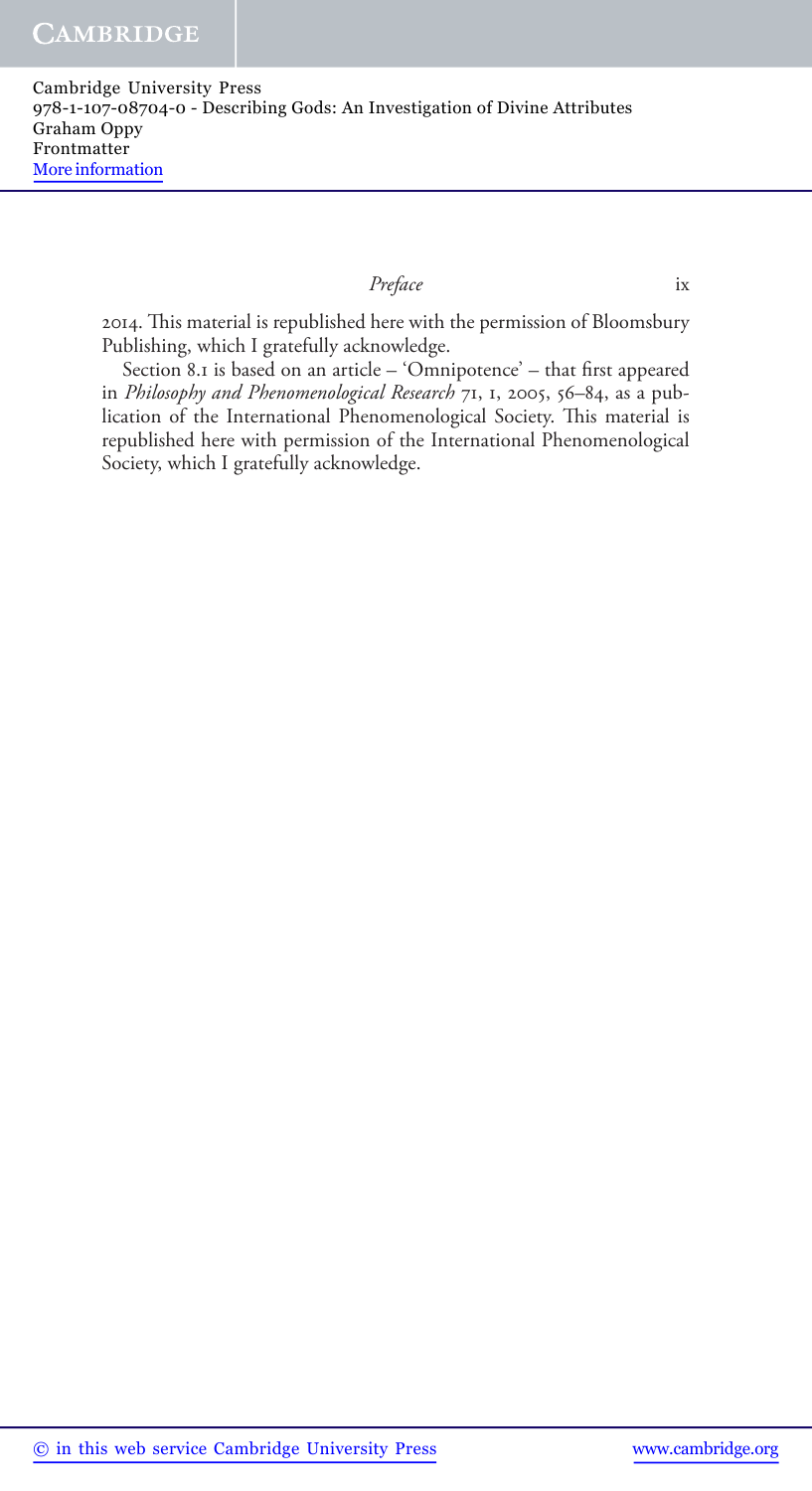2014. This material is republished here with the permission of Bloomsbury Publishing, which I gratefully acknowledge.

Section 8.1 is based on an article – 'Omnipotence' – that first appeared in *Philosophy and Phenomenological Research* 71, 1, 2005, 56–84, as a publication of the International Phenomenological Society. This material is republished here with permission of the International Phenomenological Society, which I gratefully acknowledge.